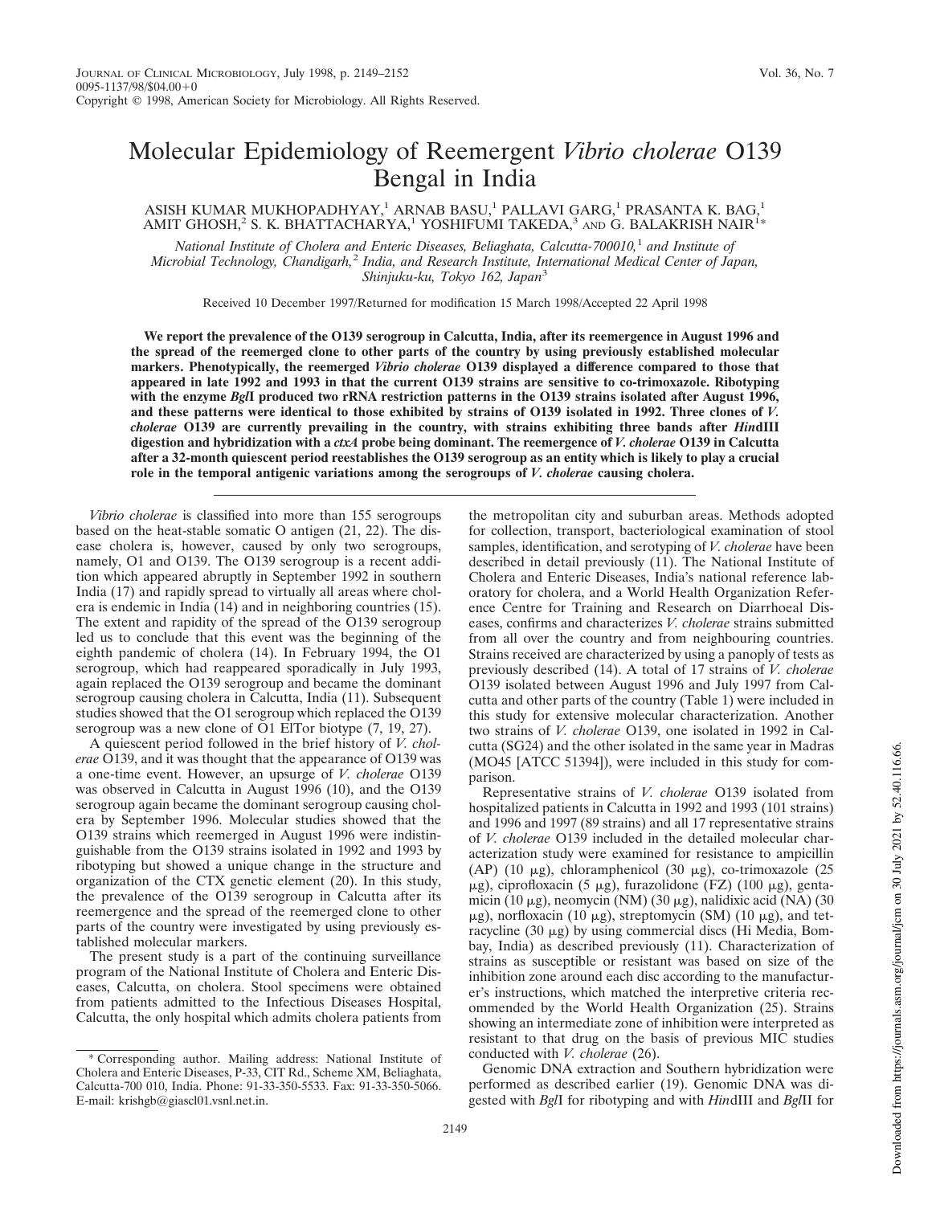# Molecular Epidemiology of Reemergent *Vibrio cholerae* O139 Bengal in India

ASISH KUMAR MUKHOPADHYAY,[1] ARNAB BASU,[1] PALLAVI GARG,[1] PRASANTA K. BAG,[1] AMIT GHOSH,[2] S. K. BHATTACHARYA,[1] YOSHIFUMI TAKEDA,[3] AND G. BALAKRISH NAIR[1]*

*National Institute of Cholera and Enteric Diseases, Beliaghata, Calcutta-700010,[1] and Institute of Microbial Technology, Chandigarh,[2] India, and Research Institute, International Medical Center of Japan, Shinjuku-ku, Tokyo 162, Japan[3]*

Received 10 December 1997/Returned for modification 15 March 1998/Accepted 22 April 1998

**We report the prevalence of the O139 serogroup in Calcutta, India, after its reemergence in August 1996 and the spread of the reemerged clone to other parts of the country by using previously established molecular markers. Phenotypically, the reemerged *Vibrio cholerae* O139 displayed a difference compared to those that appeared in late 1992 and 1993 in that the current O139 strains are sensitive to co-trimoxazole. Ribotyping with the enzyme *Bgl*I produced two rRNA restriction patterns in the O139 strains isolated after August 1996, and these patterns were identical to those exhibited by strains of O139 isolated in 1992. Three clones of *V. cholerae* O139 are currently prevailing in the country, with strains exhibiting three bands after *Hin*dIII digestion and hybridization with a *ctxA* probe being dominant. The reemergence of *V. cholerae* O139 in Calcutta after a 32-month quiescent period reestablishes the O139 serogroup as an entity which is likely to play a crucial role in the temporal antigenic variations among the serogroups of *V. cholerae* causing cholera.**

*Vibrio cholerae* is classified into more than 155 serogroups based on the heat-stable somatic O antigen (21, 22). The disease cholera is, however, caused by only two serogroups, namely, O1 and O139. The O139 serogroup is a recent addition which appeared abruptly in September 1992 in southern India (17) and rapidly spread to virtually all areas where cholera is endemic in India (14) and in neighboring countries (15). The extent and rapidity of the spread of the O139 serogroup led us to conclude that this event was the beginning of the eighth pandemic of cholera (14). In February 1994, the O1 serogroup, which had reappeared sporadically in July 1993, again replaced the O139 serogroup and became the dominant serogroup causing cholera in Calcutta, India (11). Subsequent studies showed that the O1 serogroup which replaced the O139 serogroup was a new clone of O1 ElTor biotype (7, 19, 27).

A quiescent period followed in the brief history of *V. cholerae* O139, and it was thought that the appearance of O139 was a one-time event. However, an upsurge of *V. cholerae* O139 was observed in Calcutta in August 1996 (10), and the O139 serogroup again became the dominant serogroup causing cholera by September 1996. Molecular studies showed that the O139 strains which reemerged in August 1996 were indistinguishable from the O139 strains isolated in 1992 and 1993 by ribotyping but showed a unique change in the structure and organization of the CTX genetic element (20). In this study, the prevalence of the O139 serogroup in Calcutta after its reemergence and the spread of the reemerged clone to other parts of the country were investigated by using previously established molecular markers.

The present study is a part of the continuing surveillance program of the National Institute of Cholera and Enteric Diseases, Calcutta, on cholera. Stool specimens were obtained from patients admitted to the Infectious Diseases Hospital, Calcutta, the only hospital which admits cholera patients from the metropolitan city and suburban areas. Methods adopted for collection, transport, bacteriological examination of stool samples, identification, and serotyping of *V. cholerae* have been described in detail previously (11). The National Institute of Cholera and Enteric Diseases, India's national reference laboratory for cholera, and a World Health Organization Reference Centre for Training and Research on Diarrhoeal Diseases, confirms and characterizes *V. cholerae* strains submitted from all over the country and from neighbouring countries. Strains received are characterized by using a panoply of tests as previously described (14). A total of 17 strains of *V. cholerae* O139 isolated between August 1996 and July 1997 from Calcutta and other parts of the country (Table 1) were included in this study for extensive molecular characterization. Another two strains of *V. cholerae* O139, one isolated in 1992 in Calcutta (SG24) and the other isolated in the same year in Madras (MO45 [ATCC 51394]), were included in this study for comparison.

Representative strains of *V. cholerae* O139 isolated from hospitalized patients in Calcutta in 1992 and 1993 (101 strains) and 1996 and 1997 (89 strains) and all 17 representative strains of *V. cholerae* O139 included in the detailed molecular characterization study were examined for resistance to ampicillin (AP) (10 μg), chloramphenicol (30 μg), co-trimoxazole (25 μg), ciprofloxacin (5 μg), furazolidone (FZ) (100 μg), gentamicin (10 μg), neomycin (NM) (30 μg), nalidixic acid (NA) (30 μg), norfloxacin (10 μg), streptomycin (SM) (10 μg), and tetracycline (30 μg) by using commercial discs (Hi Media, Bombay, India) as described previously (11). Characterization of strains as susceptible or resistant was based on size of the inhibition zone around each disc according to the manufacturer's instructions, which matched the interpretive criteria recommended by the World Health Organization (25). Strains showing an intermediate zone of inhibition were interpreted as resistant to that drug on the basis of previous MIC studies conducted with *V. cholerae* (26).

Genomic DNA extraction and Southern hybridization were performed as described earlier (19). Genomic DNA was digested with *Bgl*I for ribotyping and with *Hin*dIII and *Bgl*II for

\* Corresponding author. Mailing address: National Institute of Cholera and Enteric Diseases, P-33, CIT Rd., Scheme XM, Beliaghata, Calcutta-700 010, India. Phone: 91-33-350-5533. Fax: 91-33-350-5066. E-mail: krishgb@giascl01.vsnl.net.in.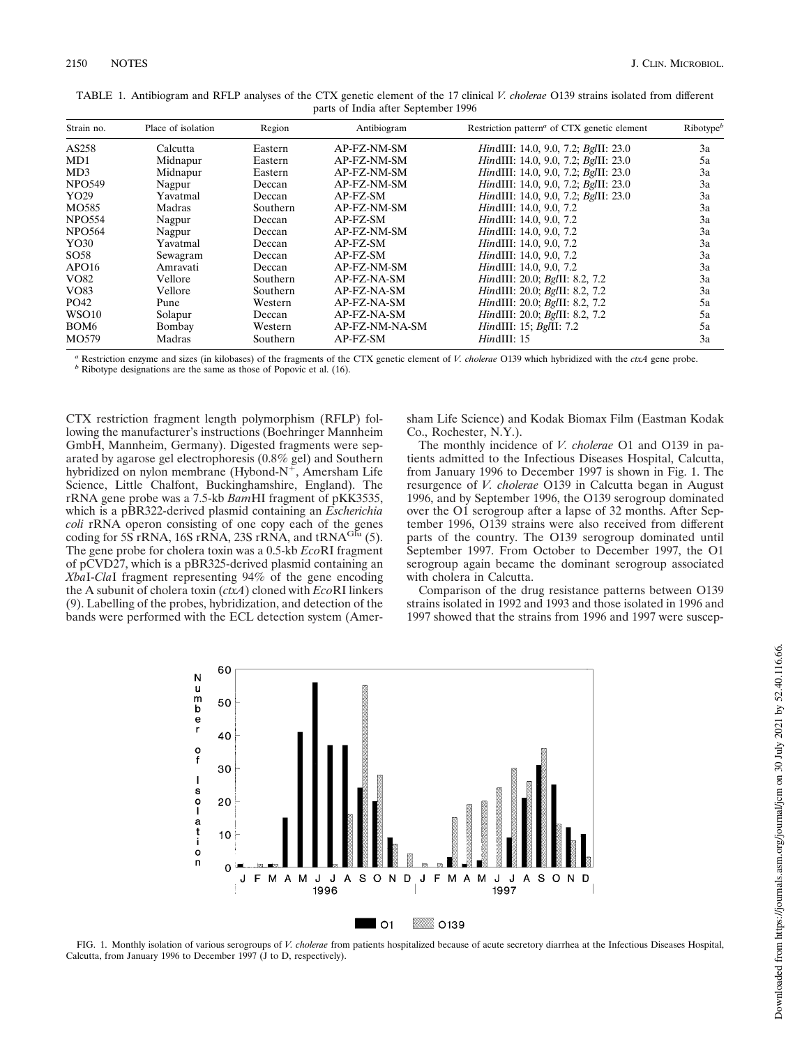TABLE 1. Antibiogram and RFLP analyses of the CTX genetic element of the 17 clinical *V. cholerae* O139 strains isolated from different parts of India after September 1996

| Strain no. | Place of isolation | Region | Antibiogram | Restriction pattern[a] of CTX genetic element | Ribotype[b] |
|---|---|---|---|---|---|
| AS258 | Calcutta | Eastern | AP-FZ-NM-SM | *Hin*dIII: 14.0, 9.0, 7.2; *Bgl*II: 23.0 | 3a |
| MD1 | Midnapur | Eastern | AP-FZ-NM-SM | *Hin*dIII: 14.0, 9.0, 7.2; *Bgl*II: 23.0 | 5a |
| MD3 | Midnapur | Eastern | AP-FZ-NM-SM | *Hin*dIII: 14.0, 9.0, 7.2; *Bgl*II: 23.0 | 3a |
| NPO549 | Nagpur | Deccan | AP-FZ-NM-SM | *Hin*dIII: 14.0, 9.0, 7.2; *Bgl*II: 23.0 | 3a |
| YO29 | Yavatmal | Deccan | AP-FZ-SM | *Hin*dIII: 14.0, 9.0, 7.2; *Bgl*II: 23.0 | 3a |
| MO585 | Madras | Southern | AP-FZ-NM-SM | *Hin*dIII: 14.0, 9.0, 7.2 | 3a |
| NPO554 | Nagpur | Deccan | AP-FZ-SM | *Hin*dIII: 14.0, 9.0, 7.2 | 3a |
| NPO564 | Nagpur | Deccan | AP-FZ-NM-SM | *Hin*dIII: 14.0, 9.0, 7.2 | 3a |
| YO30 | Yavatmal | Deccan | AP-FZ-SM | *Hin*dIII: 14.0, 9.0, 7.2 | 3a |
| SO58 | Sewagram | Deccan | AP-FZ-SM | *Hin*dIII: 14.0, 9.0, 7.2 | 3a |
| APO16 | Amravati | Deccan | AP-FZ-NM-SM | *Hin*dIII: 14.0, 9.0, 7.2 | 3a |
| VO82 | Vellore | Southern | AP-FZ-NA-SM | *Hin*dIII: 20.0; *Bgl*II: 8.2, 7.2 | 3a |
| VO83 | Vellore | Southern | AP-FZ-NA-SM | *Hin*dIII: 20.0; *Bgl*II: 8.2, 7.2 | 3a |
| PO42 | Pune | Western | AP-FZ-NA-SM | *Hin*dIII: 20.0; *Bgl*II: 8.2, 7.2 | 5a |
| WSO10 | Solapur | Deccan | AP-FZ-NA-SM | *Hin*dIII: 20.0; *Bgl*II: 8.2, 7.2 | 5a |
| BOM6 | Bombay | Western | AP-FZ-NM-NA-SM | *Hin*dIII: 15; *Bgl*II: 7.2 | 5a |
| MO579 | Madras | Southern | AP-FZ-SM | *Hin*dIII: 15 | 3a |

[a] Restriction enzyme and sizes (in kilobases) of the fragments of the CTX genetic element of *V. cholerae* O139 which hybridized with the *ctxA* gene probe.
[b] Ribotype designations are the same as those of Popovic et al. (16).

CTX restriction fragment length polymorphism (RFLP) following the manufacturer's instructions (Boehringer Mannheim GmbH, Mannheim, Germany). Digested fragments were separated by agarose gel electrophoresis (0.8% gel) and Southern hybridized on nylon membrane (Hybond-N$^+$, Amersham Life Science, Little Chalfont, Buckinghamshire, England). The rRNA gene probe was a 7.5-kb *Bam*HI fragment of pKK3535, which is a pBR322-derived plasmid containing an *Escherichia coli* rRNA operon consisting of one copy each of the genes coding for 5S rRNA, 16S rRNA, 23S rRNA, and tRNA$^{Glu}$ (5). The gene probe for cholera toxin was a 0.5-kb *Eco*RI fragment of pCVD27, which is a pBR325-derived plasmid containing an *Xba*I-*Cla*I fragment representing 94% of the gene encoding the A subunit of cholera toxin (*ctxA*) cloned with *Eco*RI linkers (9). Labelling of the probes, hybridization, and detection of the bands were performed with the ECL detection system (Amersham Life Science) and Kodak Biomax Film (Eastman Kodak Co., Rochester, N.Y.).

The monthly incidence of *V. cholerae* O1 and O139 in patients admitted to the Infectious Diseases Hospital, Calcutta, from January 1996 to December 1997 is shown in Fig. 1. The resurgence of *V. cholerae* O139 in Calcutta began in August 1996, and by September 1996, the O139 serogroup dominated over the O1 serogroup after a lapse of 32 months. After September 1996, O139 strains were also received from different parts of the country. The O139 serogroup dominated until September 1997. From October to December 1997, the O1 serogroup again became the dominant serogroup associated with cholera in Calcutta.

Comparison of the drug resistance patterns between O139 strains isolated in 1992 and 1993 and those isolated in 1996 and 1997 showed that the strains from 1996 and 1997 were suscep-

FIG. 1. Monthly isolation of various serogroups of *V. cholerae* from patients hospitalized because of acute secretory diarrhea at the Infectious Diseases Hospital, Calcutta, from January 1996 to December 1997 (J to D, respectively).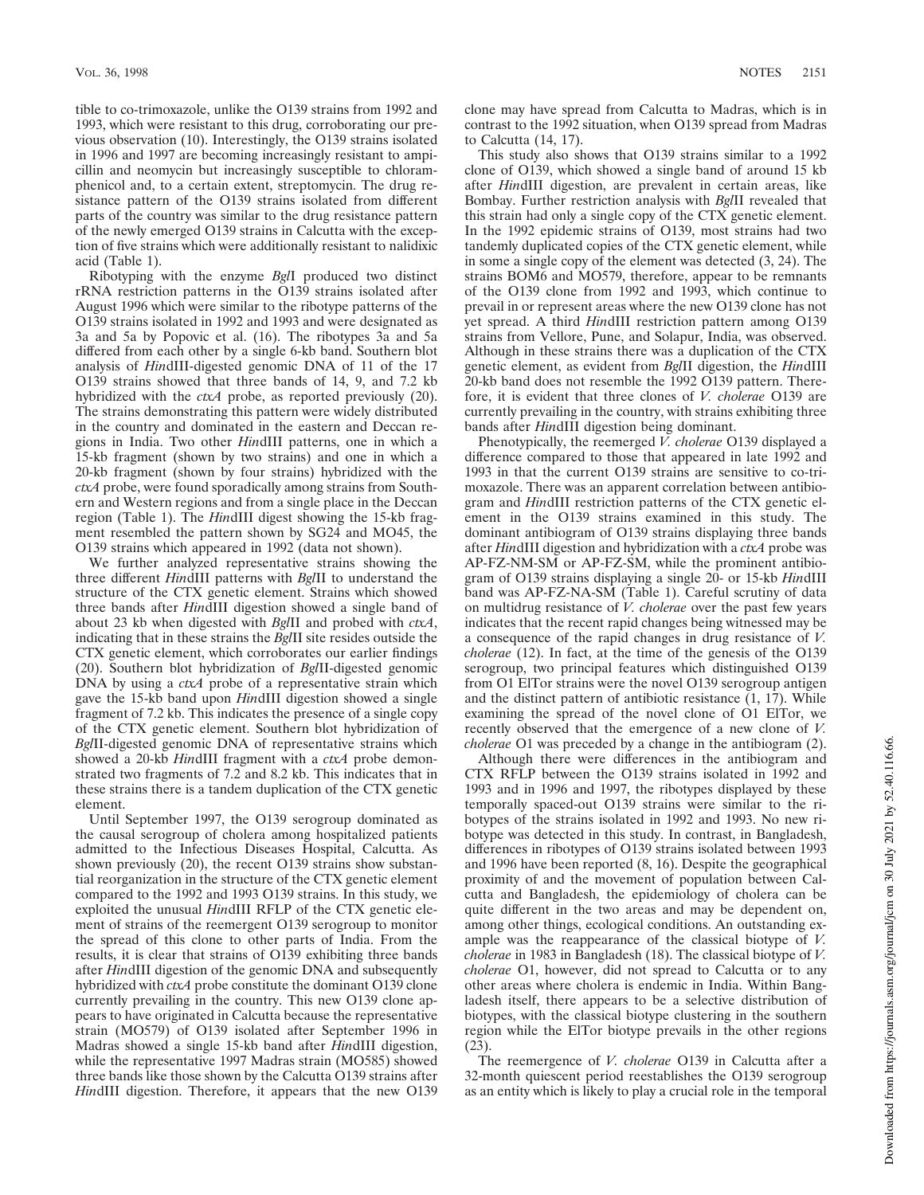tible to co-trimoxazole, unlike the O139 strains from 1992 and 1993, which were resistant to this drug, corroborating our previous observation (10). Interestingly, the O139 strains isolated in 1996 and 1997 are becoming increasingly resistant to ampicillin and neomycin but increasingly susceptible to chloramphenicol and, to a certain extent, streptomycin. The drug resistance pattern of the O139 strains isolated from different parts of the country was similar to the drug resistance pattern of the newly emerged O139 strains in Calcutta with the exception of five strains which were additionally resistant to nalidixic acid (Table 1).

Ribotyping with the enzyme *Bgl*I produced two distinct rRNA restriction patterns in the O139 strains isolated after August 1996 which were similar to the ribotype patterns of the O139 strains isolated in 1992 and 1993 and were designated as 3a and 5a by Popovic et al. (16). The ribotypes 3a and 5a differed from each other by a single 6-kb band. Southern blot analysis of *Hin*dIII-digested genomic DNA of 11 of the 17 O139 strains showed that three bands of 14, 9, and 7.2 kb hybridized with the *ctxA* probe, as reported previously (20). The strains demonstrating this pattern were widely distributed in the country and dominated in the eastern and Deccan regions in India. Two other *Hin*dIII patterns, one in which a 15-kb fragment (shown by two strains) and one in which a 20-kb fragment (shown by four strains) hybridized with the *ctxA* probe, were found sporadically among strains from Southern and Western regions and from a single place in the Deccan region (Table 1). The *Hin*dIII digest showing the 15-kb fragment resembled the pattern shown by SG24 and MO45, the O139 strains which appeared in 1992 (data not shown).

We further analyzed representative strains showing the three different *Hin*dIII patterns with *Bgl*II to understand the structure of the CTX genetic element. Strains which showed three bands after *Hin*dIII digestion showed a single band of about 23 kb when digested with *Bgl*II and probed with *ctxA*, indicating that in these strains the *Bgl*II site resides outside the CTX genetic element, which corroborates our earlier findings (20). Southern blot hybridization of *Bgl*II-digested genomic DNA by using a *ctxA* probe of a representative strain which gave the 15-kb band upon *Hin*dIII digestion showed a single fragment of 7.2 kb. This indicates the presence of a single copy of the CTX genetic element. Southern blot hybridization of *Bgl*II-digested genomic DNA of representative strains which showed a 20-kb *Hin*dIII fragment with a *ctxA* probe demonstrated two fragments of 7.2 and 8.2 kb. This indicates that in these strains there is a tandem duplication of the CTX genetic element.

Until September 1997, the O139 serogroup dominated as the causal serogroup of cholera among hospitalized patients admitted to the Infectious Diseases Hospital, Calcutta. As shown previously (20), the recent O139 strains show substantial reorganization in the structure of the CTX genetic element compared to the 1992 and 1993 O139 strains. In this study, we exploited the unusual *Hin*dIII RFLP of the CTX genetic element of strains of the reemergent O139 serogroup to monitor the spread of this clone to other parts of India. From the results, it is clear that strains of O139 exhibiting three bands after *Hin*dIII digestion of the genomic DNA and subsequently hybridized with *ctxA* probe constitute the dominant O139 clone currently prevailing in the country. This new O139 clone appears to have originated in Calcutta because the representative strain (MO579) of O139 isolated after September 1996 in Madras showed a single 15-kb band after *Hin*dIII digestion, while the representative 1997 Madras strain (MO585) showed three bands like those shown by the Calcutta O139 strains after *Hin*dIII digestion. Therefore, it appears that the new O139 clone may have spread from Calcutta to Madras, which is in contrast to the 1992 situation, when O139 spread from Madras to Calcutta (14, 17).

This study also shows that O139 strains similar to a 1992 clone of O139, which showed a single band of around 15 kb after *Hin*dIII digestion, are prevalent in certain areas, like Bombay. Further restriction analysis with *Bgl*II revealed that this strain had only a single copy of the CTX genetic element. In the 1992 epidemic strains of O139, most strains had two tandemly duplicated copies of the CTX genetic element, while in some a single copy of the element was detected (3, 24). The strains BOM6 and MO579, therefore, appear to be remnants of the O139 clone from 1992 and 1993, which continue to prevail in or represent areas where the new O139 clone has not yet spread. A third *Hin*dIII restriction pattern among O139 strains from Vellore, Pune, and Solapur, India, was observed. Although in these strains there was a duplication of the CTX genetic element, as evident from *Bgl*II digestion, the *Hin*dIII 20-kb band does not resemble the 1992 O139 pattern. Therefore, it is evident that three clones of *V. cholerae* O139 are currently prevailing in the country, with strains exhibiting three bands after *Hin*dIII digestion being dominant.

Phenotypically, the reemerged *V. cholerae* O139 displayed a difference compared to those that appeared in late 1992 and 1993 in that the current O139 strains are sensitive to co-trimoxazole. There was an apparent correlation between antibiogram and *Hin*dIII restriction patterns of the CTX genetic element in the O139 strains examined in this study. The dominant antibiogram of O139 strains displaying three bands after *Hin*dIII digestion and hybridization with a *ctxA* probe was AP-FZ-NM-SM or AP-FZ-SM, while the prominent antibiogram of O139 strains displaying a single 20- or 15-kb *Hin*dIII band was AP-FZ-NA-SM (Table 1). Careful scrutiny of data on multidrug resistance of *V. cholerae* over the past few years indicates that the recent rapid changes being witnessed may be a consequence of the rapid changes in drug resistance of *V. cholerae* (12). In fact, at the time of the genesis of the O139 serogroup, two principal features which distinguished O139 from O1 ElTor strains were the novel O139 serogroup antigen and the distinct pattern of antibiotic resistance (1, 17). While examining the spread of the novel clone of O1 ElTor, we recently observed that the emergence of a new clone of *V. cholerae* O1 was preceded by a change in the antibiogram (2).

Although there were differences in the antibiogram and CTX RFLP between the O139 strains isolated in 1992 and 1993 and in 1996 and 1997, the ribotypes displayed by these temporally spaced-out O139 strains were similar to the ribotypes of the strains isolated in 1992 and 1993. No new ribotype was detected in this study. In contrast, in Bangladesh, differences in ribotypes of O139 strains isolated between 1993 and 1996 have been reported (8, 16). Despite the geographical proximity of and the movement of population between Calcutta and Bangladesh, the epidemiology of cholera can be quite different in the two areas and may be dependent on, among other things, ecological conditions. An outstanding example was the reappearance of the classical biotype of *V. cholerae* in 1983 in Bangladesh (18). The classical biotype of *V. cholerae* O1, however, did not spread to Calcutta or to any other areas where cholera is endemic in India. Within Bangladesh itself, there appears to be a selective distribution of biotypes, with the classical biotype clustering in the southern region while the ElTor biotype prevails in the other regions (23).

The reemergence of *V. cholerae* O139 in Calcutta after a 32-month quiescent period reestablishes the O139 serogroup as an entity which is likely to play a crucial role in the temporal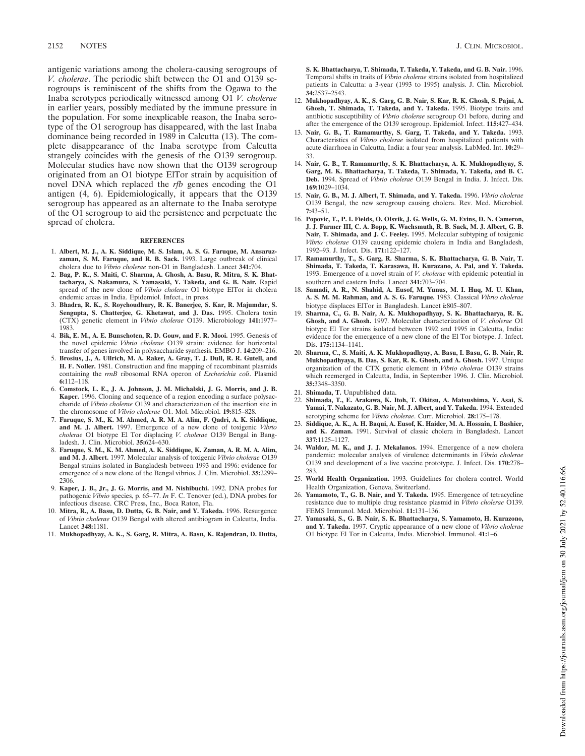antigenic variations among the cholera-causing serogroups of *V. cholerae*. The periodic shift between the O1 and O139 serogroups is reminiscent of the shifts from the Ogawa to the Inaba serotypes periodically witnessed among O1 *V. cholerae* in earlier years, possibly mediated by the immune pressure in the population. For some inexplicable reason, the Inaba serotype of the O1 serogroup has disappeared, with the last Inaba dominance being recorded in 1989 in Calcutta (13). The complete disappearance of the Inaba serotype from Calcutta strangely coincides with the genesis of the O139 serogroup. Molecular studies have now shown that the O139 serogroup originated from an O1 biotype ElTor strain by acquisition of novel DNA which replaced the *rfb* genes encoding the O1 antigen (4, 6). Epidemiologically, it appears that the O139 serogroup has appeared as an alternate to the Inaba serotype of the O1 serogroup to aid the persistence and perpetuate the spread of cholera.

## REFERENCES

1. **Albert, M. J., A. K. Siddique, M. S. Islam, A. S. G. Faruque, M. Ansaruzzaman, S. M. Faruque, and R. B. Sack.** 1993. Large outbreak of clinical cholera due to *Vibrio cholerae* non-O1 in Bangladesh. Lancet **341:**704.
2. **Bag, P. K., S. Maiti, C. Sharma, A. Ghosh, A. Basu, R. Mitra, S. K. Bhattacharya, S. Nakamura, S. Yamasaki, Y. Takeda, and G. B. Nair.** Rapid spread of the new clone of *Vibrio cholerae* O1 biotype ElTor in cholera endemic areas in India. Epidemiol. Infect., in press.
3. **Bhadra, R. K., S. Roychoudhury, R. K. Banerjee, S. Kar, R. Majumdar, S. Sengupta, S. Chatterjee, G. Khetawat, and J. Das.** 1995. Cholera toxin (CTX) genetic element in *Vibrio cholerae* O139. Microbiology **141:**1977–1983.
4. **Bik, E. M., A. E. Bunschoten, R. D. Gouw, and F. R. Mooi.** 1995. Genesis of the novel epidemic *Vibrio cholerae* O139 strain: evidence for horizontal transfer of genes involved in polysaccharide synthesis. EMBO J. **14:**209–216.
5. **Brosius, J., A. Ullrich, M. A. Raker, A. Gray, T. J. Dull, R. R. Gutell, and H. F. Noller.** 1981. Construction and fine mapping of recombinant plasmids containing the *rrnB* ribosomal RNA operon of *Escherichia coli*. Plasmid **6:**112–118.
6. **Comstock, L. E., J. A. Johnson, J. M. Michalski, J. G. Morris, and J. B. Kaper.** 1996. Cloning and sequence of a region encoding a surface polysaccharide of *Vibrio cholerae* O139 and characterization of the insertion site in the chromosome of *Vibrio cholerae* O1. Mol. Microbiol. **19:**815–828.
7. **Faruque, S. M., K. M. Ahmed, A. R. M. A. Alim, F. Qadri, A. K. Siddique, and M. J. Albert.** 1997. Emergence of a new clone of toxigenic *Vibrio cholerae* O1 biotype El Tor displacing *V. cholerae* O139 Bengal in Bangladesh. J. Clin. Microbiol. **35:**624–630.
8. **Faruque, S. M., K. M. Ahmed, A. K. Siddique, K. Zaman, A. R. M. A. Alim, and M. J. Albert.** 1997. Molecular analysis of toxigenic *Vibrio cholerae* O139 Bengal strains isolated in Bangladesh between 1993 and 1996: evidence for emergence of a new clone of the Bengal vibrios. J. Clin. Microbiol. **35:**2299–2306.
9. **Kaper, J. B., Jr., J. G. Morris, and M. Nishibuchi.** 1992. DNA probes for pathogenic *Vibrio* species, p. 65–77. *In* F. C. Tenover (ed.), DNA probes for infectious disease. CRC Press, Inc., Boca Raton, Fla.
10. **Mitra, R., A. Basu, D. Dutta, G. B. Nair, and Y. Takeda.** 1996. Resurgence of *Vibrio cholerae* O139 Bengal with altered antibiogram in Calcutta, India. Lancet **348:**1181.
11. **Mukhopadhyay, A. K., S. Garg, R. Mitra, A. Basu, K. Rajendran, D. Dutta, S. K. Bhattacharya, T. Shimada, T. Takeda, Y. Takeda, and G. B. Nair.** 1996. Temporal shifts in traits of *Vibrio cholerae* strains isolated from hospitalized patients in Calcutta: a 3-year (1993 to 1995) analysis. J. Clin. Microbiol. **34:**2537–2543.
12. **Mukhopadhyay, A. K., S. Garg, G. B. Nair, S. Kar, R. K. Ghosh, S. Pajni, A. Ghosh, T. Shimada, T. Takeda, and Y. Takeda.** 1995. Biotype traits and antibiotic susceptibility of *Vibrio cholerae* serogroup O1 before, during and after the emergence of the O139 serogroup. Epidemiol. Infect. **115:**427–434.
13. **Nair, G. B., T. Ramamurthy, S. Garg, T. Takeda, and Y. Takeda.** 1993. Characteristics of *Vibrio cholerae* isolated from hospitalized patients with acute diarrhoea in Calcutta, India: a four year analysis. LabMed. Int. **10:**29–33.
14. **Nair, G. B., T. Ramamurthy, S. K. Bhattacharya, A. K. Mukhopadhyay, S. Garg, M. K. Bhattacharya, T. Takeda, T. Shimada, Y. Takeda, and B. C. Deb.** 1994. Spread of *Vibrio cholerae* O139 Bengal in India. J. Infect. Dis. **169:**1029–1034.
15. **Nair, G. B., M. J. Albert, T. Shimada, and Y. Takeda.** 1996. *Vibrio cholerae* O139 Bengal, the new serogroup causing cholera. Rev. Med. Microbiol. **7:**43–51.
16. **Popovic, T., P. I. Fields, O. Olsvik, J. G. Wells, G. M. Evins, D. N. Cameron, J. J. Farmer III, C. A. Bopp, K. Wachsmuth, R. B. Sack, M. J. Albert, G. B. Nair, T. Shimada, and J. C. Feeley.** 1995. Molecular subtyping of toxigenic *Vibrio cholerae* O139 causing epidemic cholera in India and Bangladesh, 1992–93. J. Infect. Dis. **171:**122–127.
17. **Ramamurthy, T., S. Garg, R. Sharma, S. K. Bhattacharya, G. B. Nair, T. Shimada, T. Takeda, T. Karasawa, H. Kurazano, A. Pal, and Y. Takeda.** 1993. Emergence of a novel strain of *V. cholerae* with epidemic potential in southern and eastern India. Lancet **341:**703–704.
18. **Samadi, A. R., N. Shahid, A. Eusof, M. Yunus, M. I. Huq, M. U. Khan, A. S. M. M. Rahman, and A. S. G. Faruque.** 1983. Classical *Vibrio cholerae* biotype displaces ElTor in Bangladesh. Lancet **i:**805–807.
19. **Sharma, C., G. B. Nair, A. K. Mukhopadhyay, S. K. Bhattacharya, R. K. Ghosh, and A. Ghosh.** 1997. Molecular characterization of *V. cholerae* O1 biotype El Tor strains isolated between 1992 and 1995 in Calcutta, India: evidence for the emergence of a new clone of the El Tor biotype. J. Infect. Dis. **175:**1134–1141.
20. **Sharma, C., S. Maiti, A. K. Mukhopadhyay, A. Basu, I. Basu, G. B. Nair, R. Mukhopadhyaya, B. Das, S. Kar, R. K. Ghosh, and A. Ghosh.** 1997. Unique organization of the CTX genetic element in *Vibrio cholerae* O139 strains which reemerged in Calcutta, India, in September 1996. J. Clin. Microbiol. **35:**3348–3350.
21. **Shimada, T.** Unpublished data.
22. **Shimada, T., E. Arakawa, K. Itoh, T. Okitsu, A. Matsushima, Y. Asai, S. Yamai, T. Nakazato, G. B. Nair, M. J. Albert, and Y. Takeda.** 1994. Extended serotyping scheme for *Vibrio cholerae*. Curr. Microbiol. **28:**175–178.
23. **Siddique, A. K., A. H. Baqui, A. Eusof, K. Haider, M. A. Hossain, I. Bashier, and K. Zaman.** 1991. Survival of classic cholera in Bangladesh. Lancet **337:**1125–1127.
24. **Waldor, M. K., and J. J. Mekalanos.** 1994. Emergence of a new cholera pandemic: molecular analysis of virulence determinants in *Vibrio cholerae* O139 and development of a live vaccine prototype. J. Infect. Dis. **170:**278–283.
25. **World Health Organization.** 1993. Guidelines for cholera control. World Health Organization, Geneva, Switzerland.
26. **Yamamoto, T., G. B. Nair, and Y. Takeda.** 1995. Emergence of tetracycline resistance due to multiple drug resistance plasmid in *Vibrio cholerae* O139. FEMS Immunol. Med. Microbiol. **11:**131–136.
27. **Yamasaki, S., G. B. Nair, S. K. Bhattacharya, S. Yamamoto, H. Kurazono, and Y. Takeda.** 1997. Cryptic appearance of a new clone of *Vibrio cholerae* O1 biotype El Tor in Calcutta, India. Microbiol. Immunol. **41:**1–6.